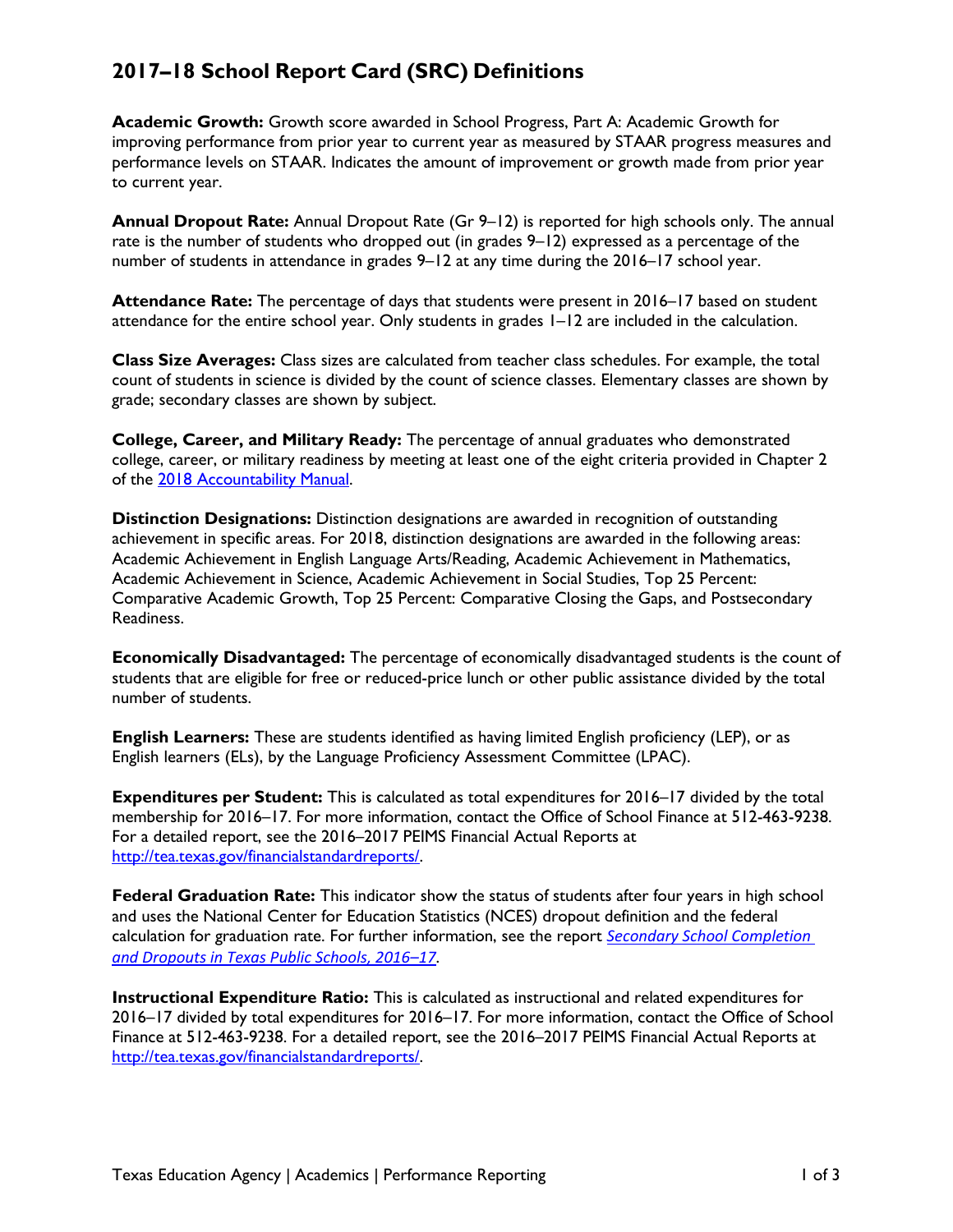# 2017–18 School Report Card (SRC) Definitions

**Academic Growth:** Growth score awarded in School Progress, Part A: Academic Growth for improving performance from prior year to current year as measured by STAAR progress measures and performance levels on STAAR. Indicates the amount of improvement or growth made from prior year to current year.

**Annual Dropout Rate:** Annual Dropout Rate (Gr 9–12) is reported for high schools only. The annual rate is the number of students who dropped out (in grades 9–12) expressed as a percentage of the number of students in attendance in grades 9–12 at any time during the 2016–17 school year.

**Attendance Rate:** The percentage of days that students were present in 2016–17 based on student attendance for the entire school year. Only students in grades 1–12 are included in the calculation.

**Class Size Averages:** Class sizes are calculated from teacher class schedules. For example, the total count of students in science is divided by the count of science classes. Elementary classes are shown by grade; secondary classes are shown by subject.

**College, Career, and Military Ready:** The percentage of annual graduates who demonstrated college, career, or military readiness by meeting at least one of the eight criteria provided in Chapter 2 of the [2018 Accountability Manual](#).

**Distinction Designations:** Distinction designations are awarded in recognition of outstanding achievement in specific areas. For 2018, distinction designations are awarded in the following areas: Academic Achievement in English Language Arts/Reading, Academic Achievement in Mathematics, Academic Achievement in Science, Academic Achievement in Social Studies, Top 25 Percent: Comparative Academic Growth, Top 25 Percent: Comparative Closing the Gaps, and Postsecondary Readiness.

**Economically Disadvantaged:** The percentage of economically disadvantaged students is the count of students that are eligible for free or reduced-price lunch or other public assistance divided by the total number of students.

**English Learners:** These are students identified as having limited English proficiency (LEP), or as English learners (ELs), by the Language Proficiency Assessment Committee (LPAC).

**Expenditures per Student:** This is calculated as total expenditures for 2016–17 divided by the total membership for 2016–17. For more information, contact the Office of School Finance at 512-463-9238. For a detailed report, see the 2016–2017 PEIMS Financial Actual Reports at http://tea.texas.gov/financialstandardreports/.

**Federal Graduation Rate:** This indicator show the status of students after four years in high school and uses the National Center for Education Statistics (NCES) dropout definition and the federal calculation for graduation rate. For further information, see the report *Secondary School Completion and Dropouts in Texas Public Schools, 2016–17*.

**Instructional Expenditure Ratio:** This is calculated as instructional and related expenditures for 2016–17 divided by total expenditures for 2016–17. For more information, contact the Office of School Finance at 512-463-9238. For a detailed report, see the 2016–2017 PEIMS Financial Actual Reports at http://tea.texas.gov/financialstandardreports/.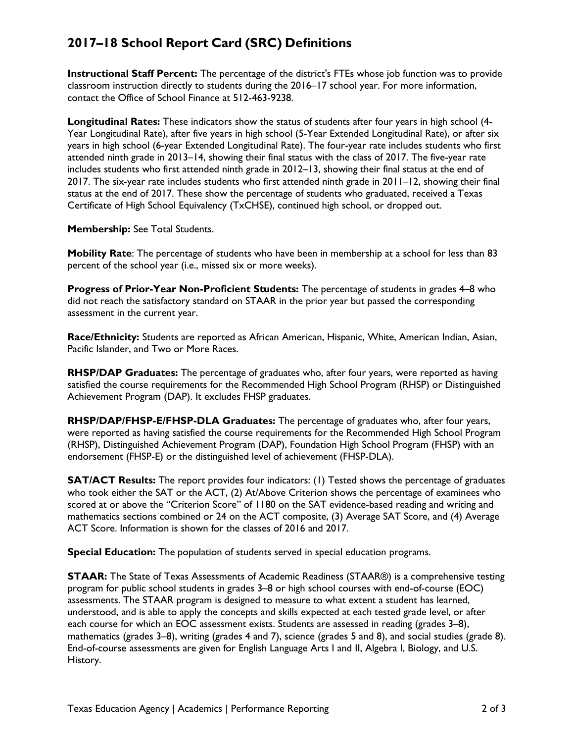## 2017–18 School Report Card (SRC) Definitions

**Instructional Staff Percent:** The percentage of the district's FTEs whose job function was to provide classroom instruction directly to students during the 2016–17 school year. For more information, contact the Office of School Finance at 512-463-9238.

**Longitudinal Rates:** These indicators show the status of students after four years in high school (4-Year Longitudinal Rate), after five years in high school (5-Year Extended Longitudinal Rate), or after six years in high school (6-year Extended Longitudinal Rate). The four-year rate includes students who first attended ninth grade in 2013–14, showing their final status with the class of 2017. The five-year rate includes students who first attended ninth grade in 2012–13, showing their final status at the end of 2017. The six-year rate includes students who first attended ninth grade in 2011–12, showing their final status at the end of 2017. These show the percentage of students who graduated, received a Texas Certificate of High School Equivalency (TxCHSE), continued high school, or dropped out.

**Membership:** See Total Students.

**Mobility Rate**: The percentage of students who have been in membership at a school for less than 83 percent of the school year (i.e., missed six or more weeks).

**Progress of Prior-Year Non-Proficient Students:** The percentage of students in grades 4–8 who did not reach the satisfactory standard on STAAR in the prior year but passed the corresponding assessment in the current year.

**Race/Ethnicity:** Students are reported as African American, Hispanic, White, American Indian, Asian, Pacific Islander, and Two or More Races.

**RHSP/DAP Graduates:** The percentage of graduates who, after four years, were reported as having satisfied the course requirements for the Recommended High School Program (RHSP) or Distinguished Achievement Program (DAP). It excludes FHSP graduates.

**RHSP/DAP/FHSP-E/FHSP-DLA Graduates:** The percentage of graduates who, after four years, were reported as having satisfied the course requirements for the Recommended High School Program (RHSP), Distinguished Achievement Program (DAP), Foundation High School Program (FHSP) with an endorsement (FHSP-E) or the distinguished level of achievement (FHSP-DLA).

**SAT/ACT Results:** The report provides four indicators: (1) Tested shows the percentage of graduates who took either the SAT or the ACT, (2) At/Above Criterion shows the percentage of examinees who scored at or above the "Criterion Score" of 1180 on the SAT evidence-based reading and writing and mathematics sections combined or 24 on the ACT composite, (3) Average SAT Score, and (4) Average ACT Score. Information is shown for the classes of 2016 and 2017.

**Special Education:** The population of students served in special education programs.

**STAAR:** The State of Texas Assessments of Academic Readiness (STAAR®) is a comprehensive testing program for public school students in grades 3–8 or high school courses with end-of-course (EOC) assessments. The STAAR program is designed to measure to what extent a student has learned, understood, and is able to apply the concepts and skills expected at each tested grade level, or after each course for which an EOC assessment exists. Students are assessed in reading (grades 3–8), mathematics (grades 3–8), writing (grades 4 and 7), science (grades 5 and 8), and social studies (grade 8). End-of-course assessments are given for English Language Arts I and II, Algebra I, Biology, and U.S. History.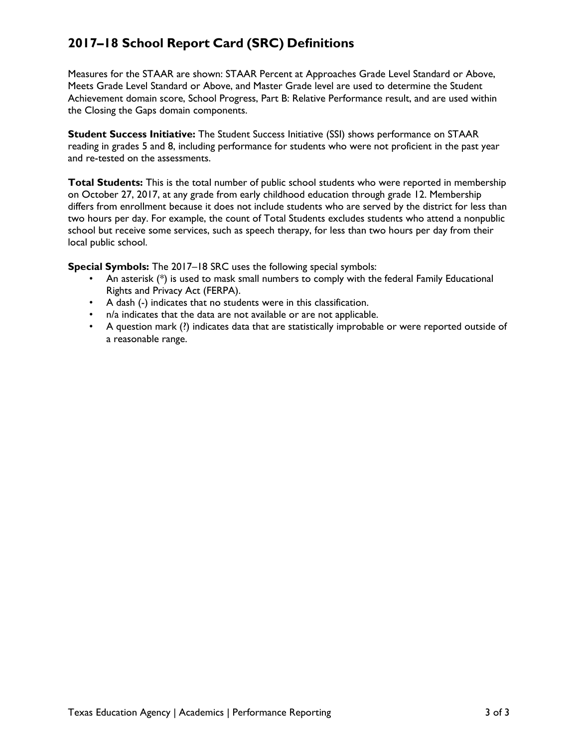## 2017–18 School Report Card (SRC) Definitions

Measures for the STAAR are shown: STAAR Percent at Approaches Grade Level Standard or Above, Meets Grade Level Standard or Above, and Master Grade level are used to determine the Student Achievement domain score, School Progress, Part B: Relative Performance result, and are used within the Closing the Gaps domain components.

**Student Success Initiative:** The Student Success Initiative (SSI) shows performance on STAAR reading in grades 5 and 8, including performance for students who were not proficient in the past year and re-tested on the assessments.

**Total Students:** This is the total number of public school students who were reported in membership on October 27, 2017, at any grade from early childhood education through grade 12. Membership differs from enrollment because it does not include students who are served by the district for less than two hours per day. For example, the count of Total Students excludes students who attend a nonpublic school but receive some services, such as speech therapy, for less than two hours per day from their local public school.

**Special Symbols:** The 2017–18 SRC uses the following special symbols:

- An asterisk (*) is used to mask small numbers to comply with the federal Family Educational Rights and Privacy Act (FERPA).
- A dash (-) indicates that no students were in this classification.
- n/a indicates that the data are not available or are not applicable.
- A question mark (?) indicates data that are statistically improbable or were reported outside of a reasonable range.